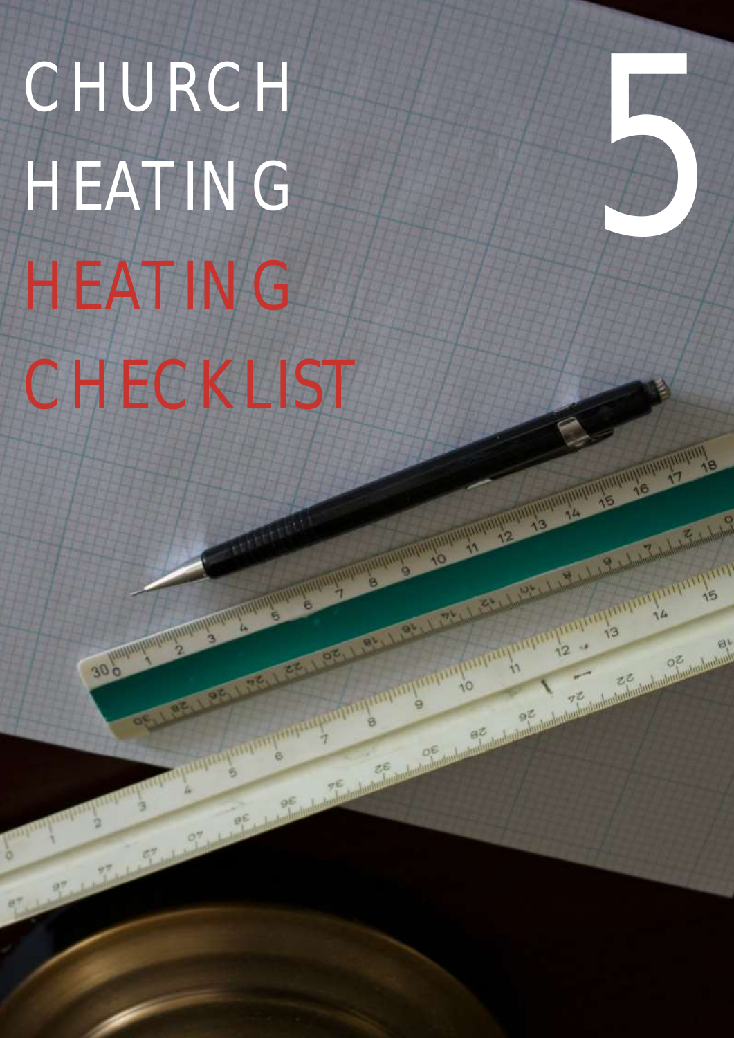# CHURCH HEATING

## HEATING CHECKLIST

5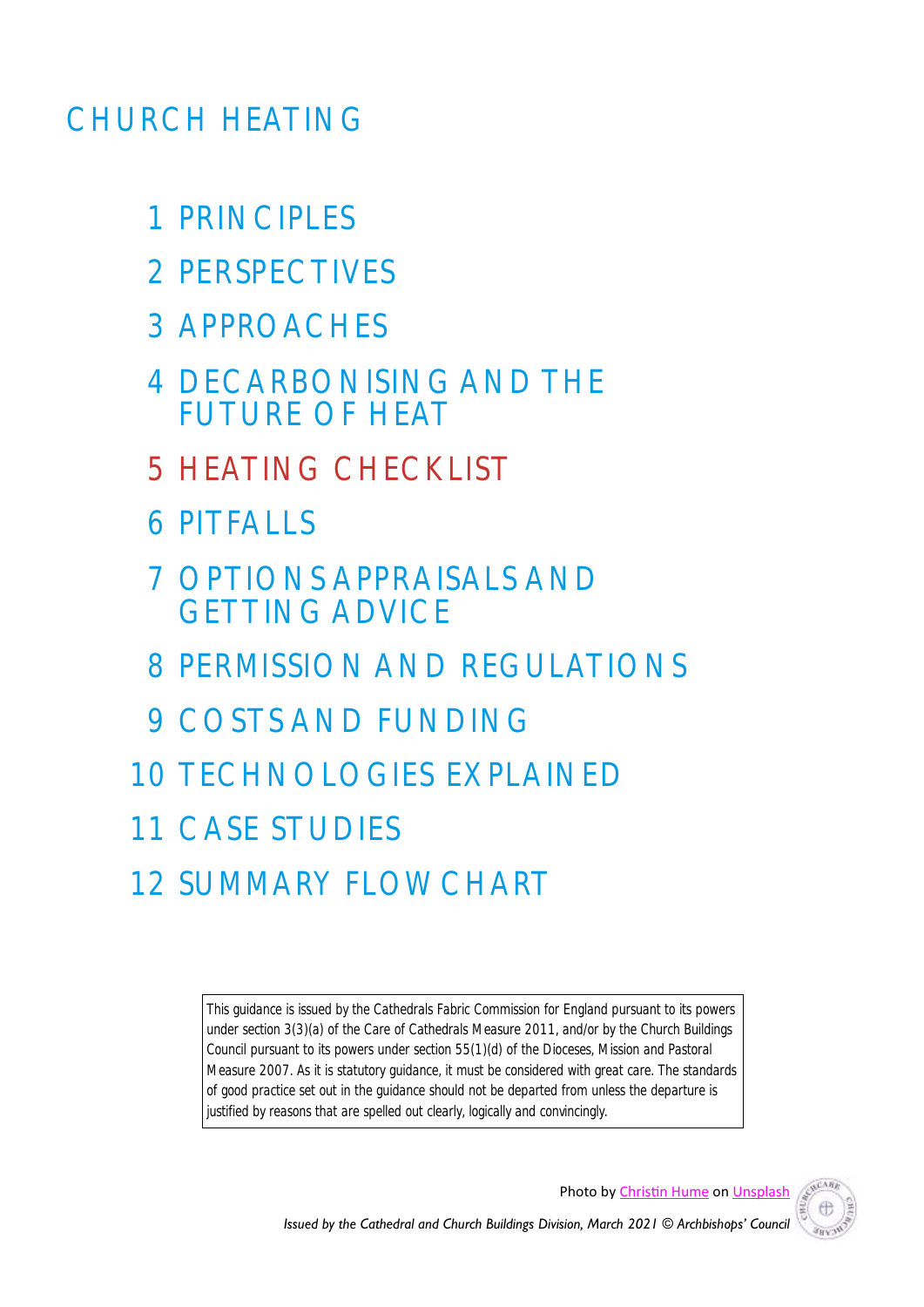# CHURCH HEATING

1 PRINCIPLES

2 PERSPECTIVES

3 APPROACHES

4 DECARBONISING AND THE FUTURE OF HEAT

5 HEATING CHECKLIST

6 PITFALLS

7 OPTIONS APPRAISALS AND GETTING ADVICE

8 PERMISSION AND REGULATIONS

9 COSTS AND FUNDING

10 TECHNOLOGIES EXPLAINED

11 CASE STUDIES

12 SUMMARY FLOWCHART

This guidance is issued by the Cathedrals Fabric Commission for England pursuant to its powers under section 3(3)(a) of the Care of Cathedrals Measure 2011, and/or by the Church Buildings Council pursuant to its powers under section 55(1)(d) of the Dioceses, Mission and Pastoral Measure 2007. As it is statutory guidance, it must be considered with great care. The standards of good practice set out in the guidance should not be departed from unless the departure is justified by reasons that are spelled out clearly, logically and convincingly.

Photo by Christin Hume on Unsplash

*Issued by the Cathedral and Church Buildings Division, March 2021 © Archbishops' Council*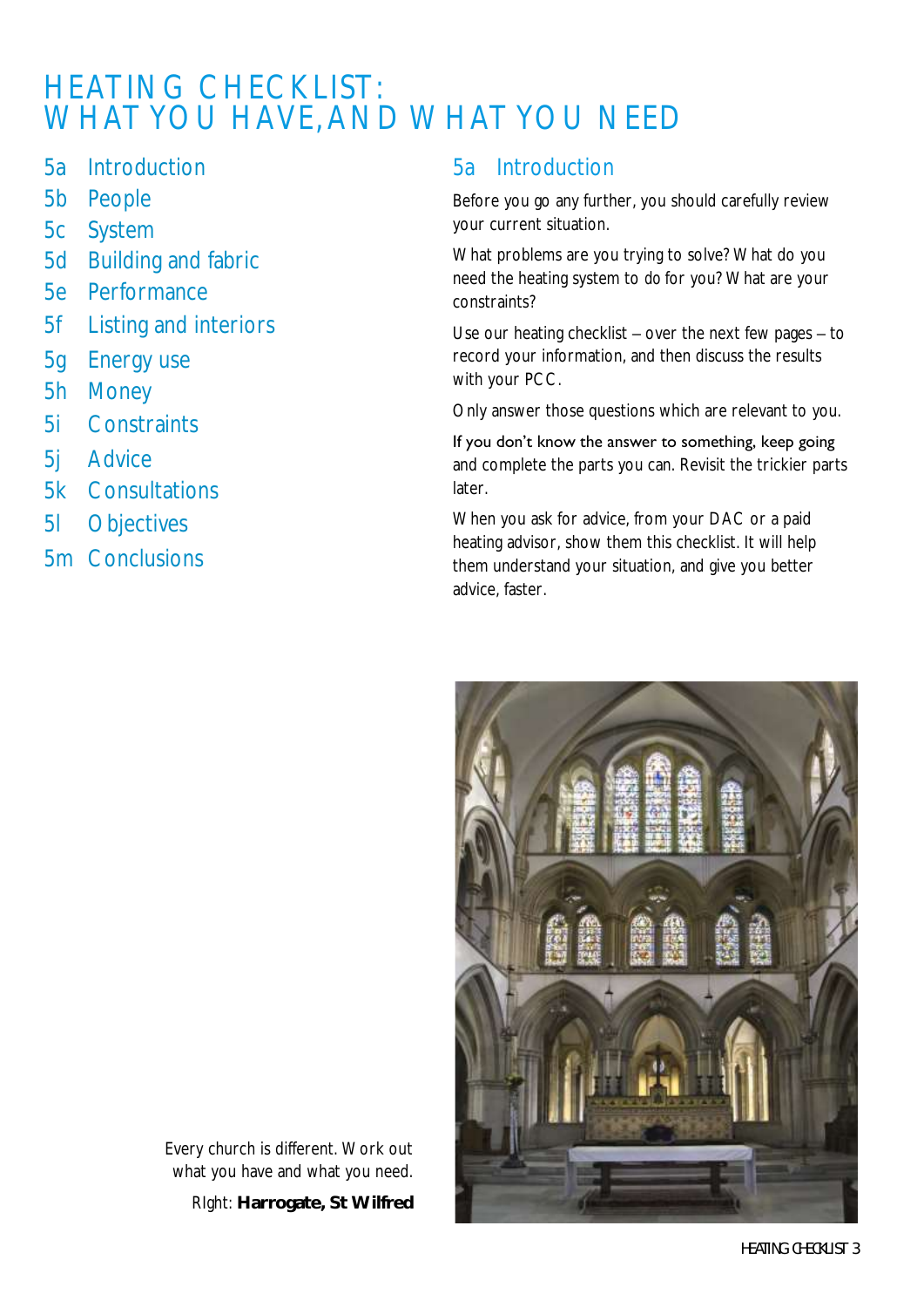# HEATING CHECKLIST: WHAT YOU HAVE, AND WHAT YOU NEED

- 5a Introduction
- 5b People
- 5c System
- 5d Building and fabric
- 5e Performance
- 5f Listing and interiors
- 5g Energy use
- 5h Money
- 5i Constraints
- 5j Advice
- 5k Consultations
- 5l Objectives
- 5m Conclusions

## 5a Introduction

Before you go any further, you should carefully review your current situation.

What problems are you trying to solve? What do you need the heating system to do for you? What are your constraints?

Use our heating checklist – over the next few pages – to record your information, and then discuss the results with your PCC.

Only answer those questions which are relevant to you.

If you don't know the answer to something, keep going and complete the parts you can. Revisit the trickier parts later.

When you ask for advice, from your DAC or a paid heating advisor, show them this checklist. It will help them understand your situation, and give you better advice, faster.

Every church is different. Work out what you have and what you need.

Right: **Harrogate, St Wilfred**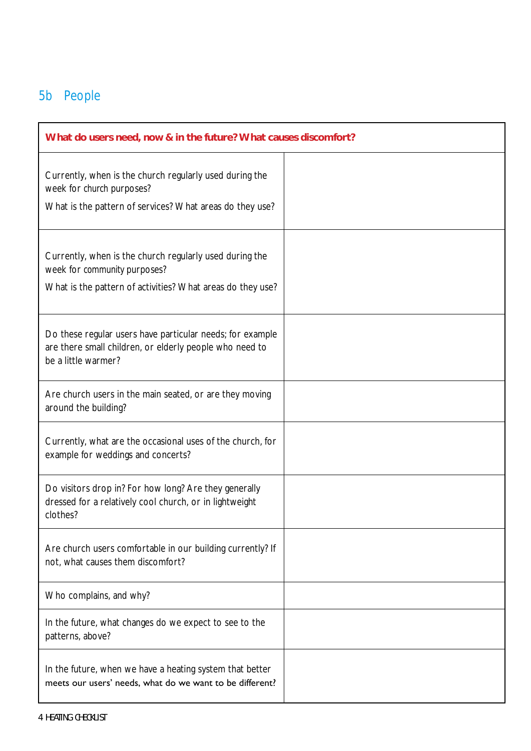## 5b People

| What do users need, now & in the future? What causes discomfort? | |
|---|---|
| Currently, when is the church regularly used during the week for church purposes? What is the pattern of services? What areas do they use? | |
| Currently, when is the church regularly used during the week for community purposes? What is the pattern of activities? What areas do they use? | |
| Do these regular users have particular needs; for example are there small children, or elderly people who need to be a little warmer? | |
| Are church users in the main seated, or are they moving around the building? | |
| Currently, what are the occasional uses of the church, for example for weddings and concerts? | |
| Do visitors drop in? For how long? Are they generally dressed for a relatively cool church, or in lightweight clothes? | |
| Are church users comfortable in our building currently? If not, what causes them discomfort? | |
| Who complains, and why? | |
| In the future, what changes do we expect to see to the patterns, above? | |
| In the future, when we have a heating system that better meets our users' needs, what do we want to be different? | |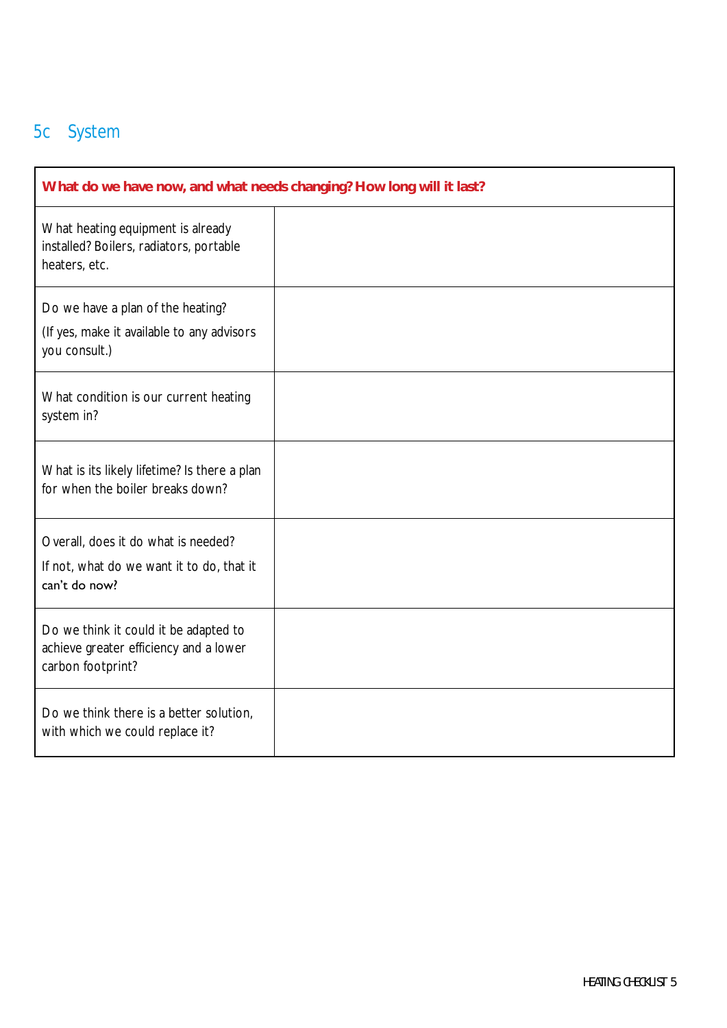## 5c System

| What do we have now, and what needs changing? How long will it last? | |
|---|---|
| What heating equipment is already installed? Boilers, radiators, portable heaters, etc. | |
| Do we have a plan of the heating? (If yes, make it available to any advisors you consult.) | |
| What condition is our current heating system in? | |
| What is its likely lifetime? Is there a plan for when the boiler breaks down? | |
| Overall, does it do what is needed? If not, what do we want it to do, that it can't do now? | |
| Do we think it could it be adapted to achieve greater efficiency and a lower carbon footprint? | |
| Do we think there is a better solution, with which we could replace it? | |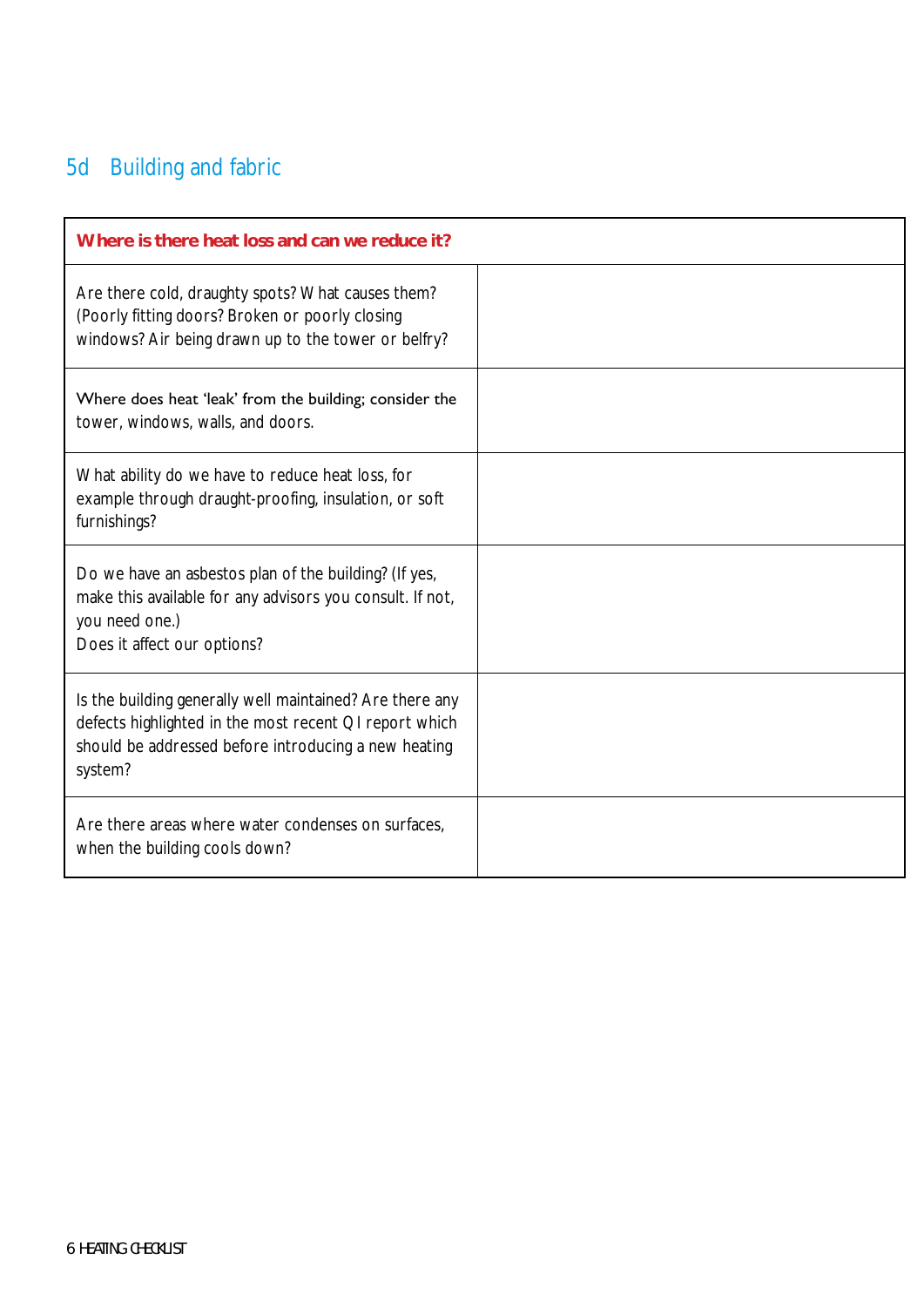## 5d Building and fabric

| Where is there heat loss and can we reduce it? | |
|---|---|
| Are there cold, draughty spots? What causes them? (Poorly fitting doors? Broken or poorly closing windows? Air being drawn up to the tower or belfry? | |
| Where does heat 'leak' from the building; consider the tower, windows, walls, and doors. | |
| What ability do we have to reduce heat loss, for example through draught-proofing, insulation, or soft furnishings? | |
| Do we have an asbestos plan of the building? (If yes, make this available for any advisors you consult. If not, you need one.)<br>Does it affect our options? | |
| Is the building generally well maintained? Are there any defects highlighted in the most recent QI report which should be addressed before introducing a new heating system? | |
| Are there areas where water condenses on surfaces, when the building cools down? | |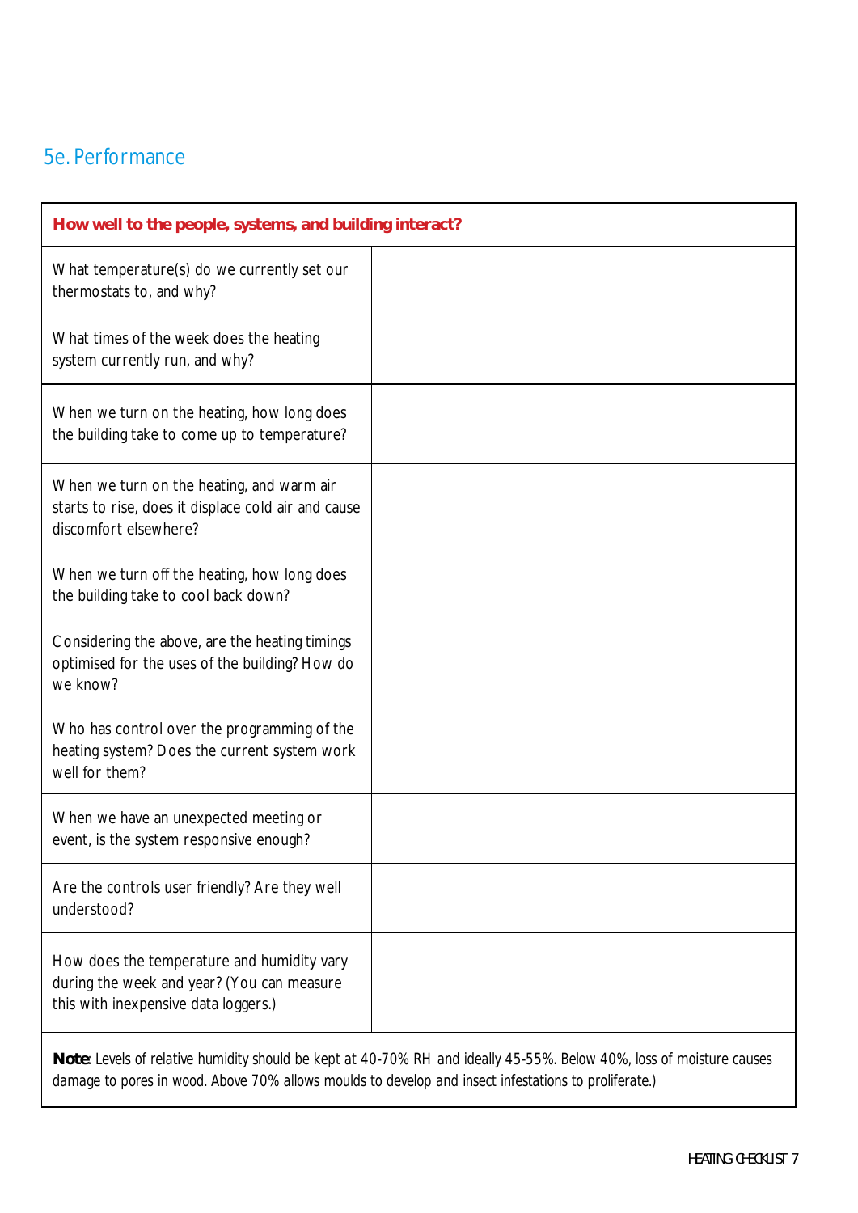## 5e. Performance

| How well to the people, systems, and building interact? | |
|---|---|
| What temperature(s) do we currently set our thermostats to, and why? | |
| What times of the week does the heating system currently run, and why? | |
| When we turn on the heating, how long does the building take to come up to temperature? | |
| When we turn on the heating, and warm air starts to rise, does it displace cold air and cause discomfort elsewhere? | |
| When we turn off the heating, how long does the building take to cool back down? | |
| Considering the above, are the heating timings optimised for the uses of the building? How do we know? | |
| Who has control over the programming of the heating system? Does the current system work well for them? | |
| When we have an unexpected meeting or event, is the system responsive enough? | |
| Are the controls user friendly? Are they well understood? | |
| How does the temperature and humidity vary during the week and year? (You can measure this with inexpensive data loggers.) | |
| **Note**: Levels of relative humidity should be kept at 40-70% RH and ideally 45-55%. Below 40%, loss of moisture causes damage to pores in wood. Above 70% allows moulds to develop and insect infestations to proliferate.) | |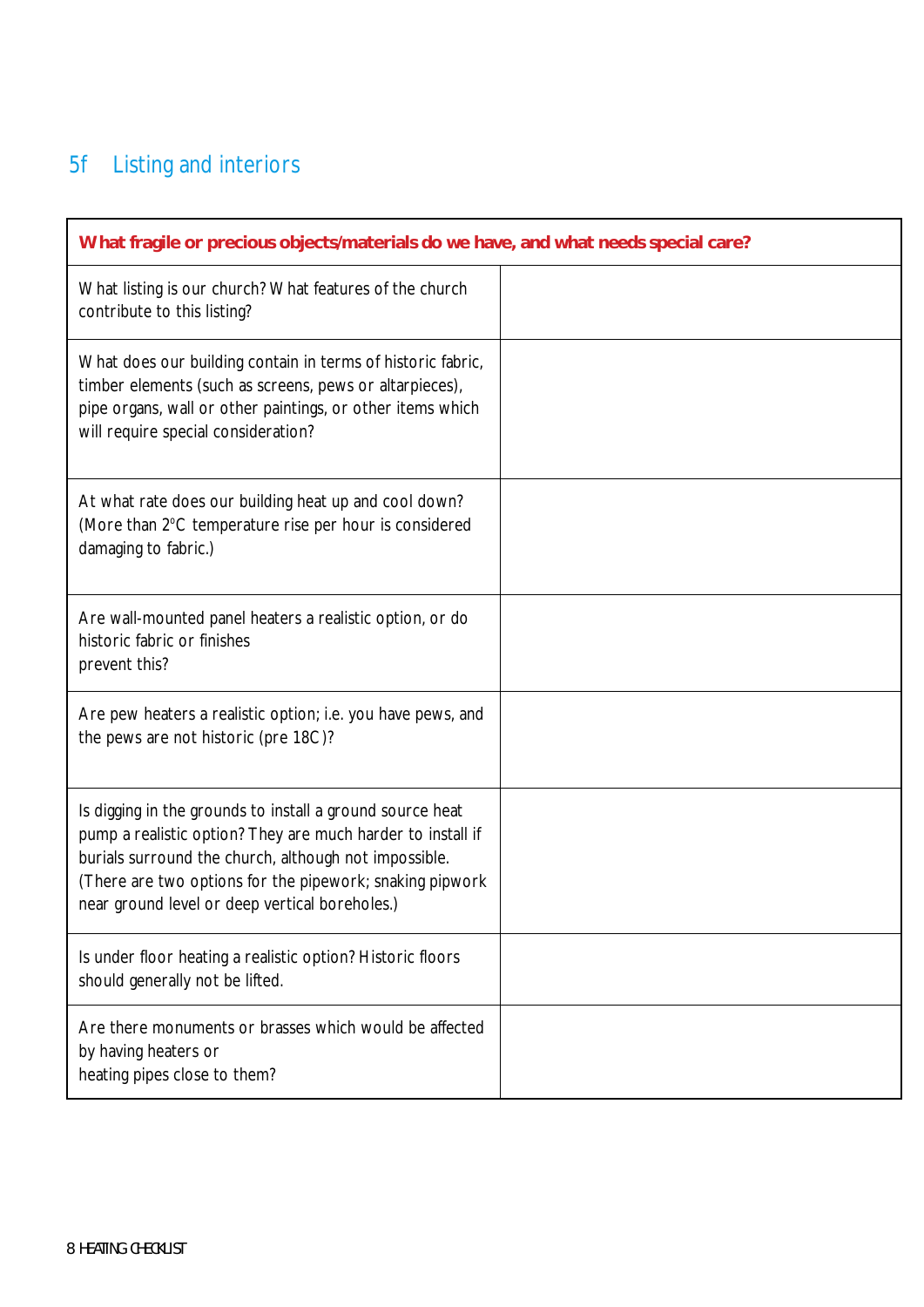## 5f Listing and interiors

| **What fragile or precious objects/materials do we have, and what needs special care?** | |
|---|---|
| What listing is our church? What features of the church contribute to this listing? | |
| What does our building contain in terms of historic fabric, timber elements (such as screens, pews or altarpieces), pipe organs, wall or other paintings, or other items which will require special consideration? | |
| At what rate does our building heat up and cool down? (More than 2°C temperature rise per hour is considered damaging to fabric.) | |
| Are wall-mounted panel heaters a realistic option, or do historic fabric or finishes prevent this? | |
| Are pew heaters a realistic option; i.e. you have pews, and the pews are not historic (pre 18C)? | |
| Is digging in the grounds to install a ground source heat pump a realistic option? They are much harder to install if burials surround the church, although not impossible. (There are two options for the pipework; snaking pipwork near ground level or deep vertical boreholes.) | |
| Is under floor heating a realistic option? Historic floors should generally not be lifted. | |
| Are there monuments or brasses which would be affected by having heaters or heating pipes close to them? | |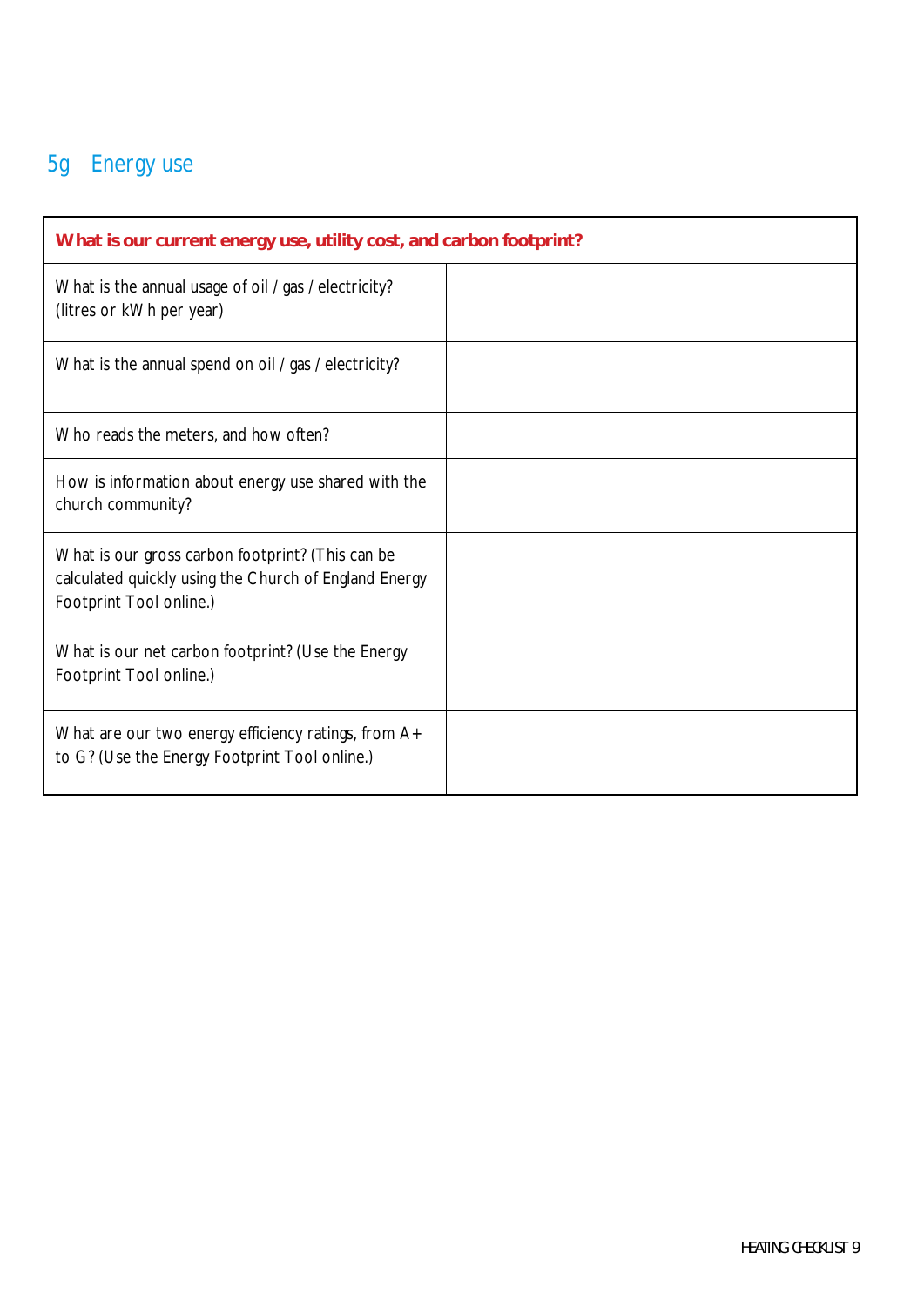## 5g Energy use

| What is our current energy use, utility cost, and carbon footprint? | |
|---|---|
| What is the annual usage of oil / gas / electricity? (litres or kWh per year) | |
| What is the annual spend on oil / gas / electricity? | |
| Who reads the meters, and how often? | |
| How is information about energy use shared with the church community? | |
| What is our gross carbon footprint? (This can be calculated quickly using the Church of England Energy Footprint Tool online.) | |
| What is our net carbon footprint? (Use the Energy Footprint Tool online.) | |
| What are our two energy efficiency ratings, from A+ to G? (Use the Energy Footprint Tool online.) | |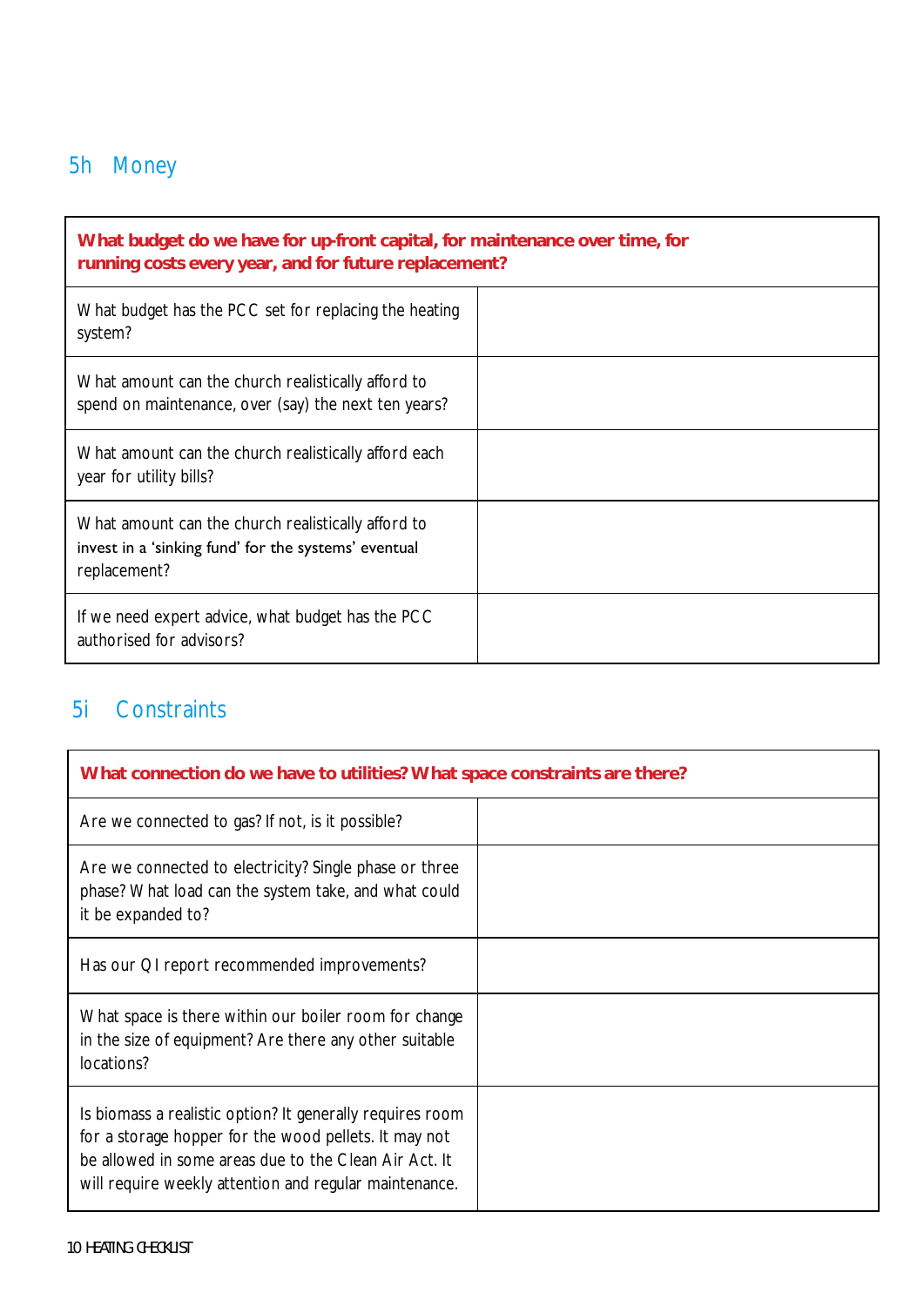## 5h Money

| **What budget do we have for up-front capital, for maintenance over time, for running costs every year, and for future replacement?** | |
|---|---|
| What budget has the PCC set for replacing the heating system? | |
| What amount can the church realistically afford to spend on maintenance, over (say) the next ten years? | |
| What amount can the church realistically afford each year for utility bills? | |
| What amount can the church realistically afford to invest in a 'sinking fund' for the systems' eventual replacement? | |
| If we need expert advice, what budget has the PCC authorised for advisors? | |

## 5i Constraints

| **What connection do we have to utilities? What space constraints are there?** | |
|---|---|
| Are we connected to gas? If not, is it possible? | |
| Are we connected to electricity? Single phase or three phase? What load can the system take, and what could it be expanded to? | |
| Has our QI report recommended improvements? | |
| What space is there within our boiler room for change in the size of equipment? Are there any other suitable locations? | |
| Is biomass a realistic option? It generally requires room for a storage hopper for the wood pellets. It may not be allowed in some areas due to the Clean Air Act. It will require weekly attention and regular maintenance. | |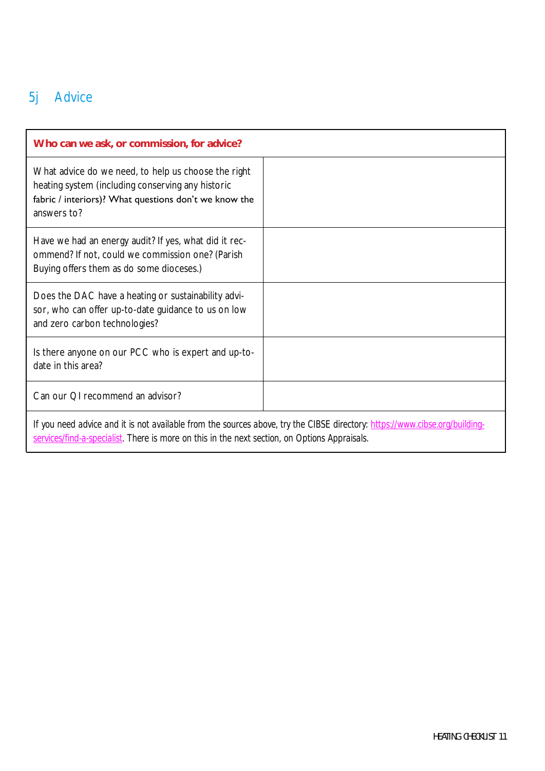## 5j Advice

| **Who can we ask, or commission, for advice?** | |
|---|---|
| What advice do we need, to help us choose the right heating system (including conserving any historic fabric / interiors)? What questions don't we know the answers to? | |
| Have we had an energy audit? If yes, what did it recommend? If not, could we commission one? (Parish Buying offers them as do some dioceses.) | |
| Does the DAC have a heating or sustainability advisor, who can offer up-to-date guidance to us on low and zero carbon technologies? | |
| Is there anyone on our PCC who is expert and up-to-date in this area? | |
| Can our QI recommend an advisor? | |
| If you need advice and it is not available from the sources above, try the CIBSE directory: [https://www.cibse.org/building-services/find-a-specialist](https://www.cibse.org/building-services/find-a-specialist). There is more on this in the next section, on Options Appraisals. | |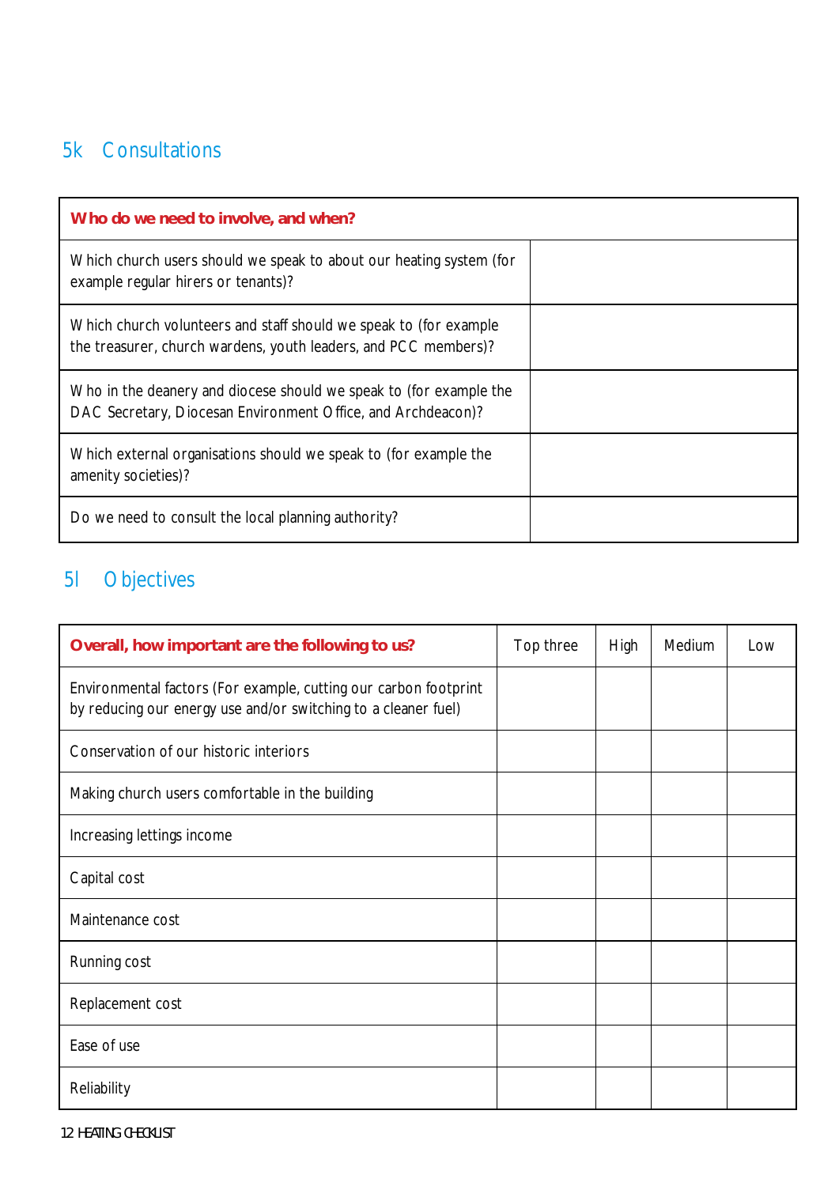## 5k Consultations

| **Who do we need to involve, and when?** | |
|---|---|
| Which church users should we speak to about our heating system (for example regular hirers or tenants)? | |
| Which church volunteers and staff should we speak to (for example the treasurer, church wardens, youth leaders, and PCC members)? | |
| Who in the deanery and diocese should we speak to (for example the DAC Secretary, Diocesan Environment Office, and Archdeacon)? | |
| Which external organisations should we speak to (for example the amenity societies)? | |
| Do we need to consult the local planning authority? | |

## 5l Objectives

| **Overall, how important are the following to us?** | Top three | High | Medium | Low |
|---|---|---|---|---|
| Environmental factors (For example, cutting our carbon footprint by reducing our energy use and/or switching to a cleaner fuel) | | | | |
| Conservation of our historic interiors | | | | |
| Making church users comfortable in the building | | | | |
| Increasing lettings income | | | | |
| Capital cost | | | | |
| Maintenance cost | | | | |
| Running cost | | | | |
| Replacement cost | | | | |
| Ease of use | | | | |
| Reliability | | | | |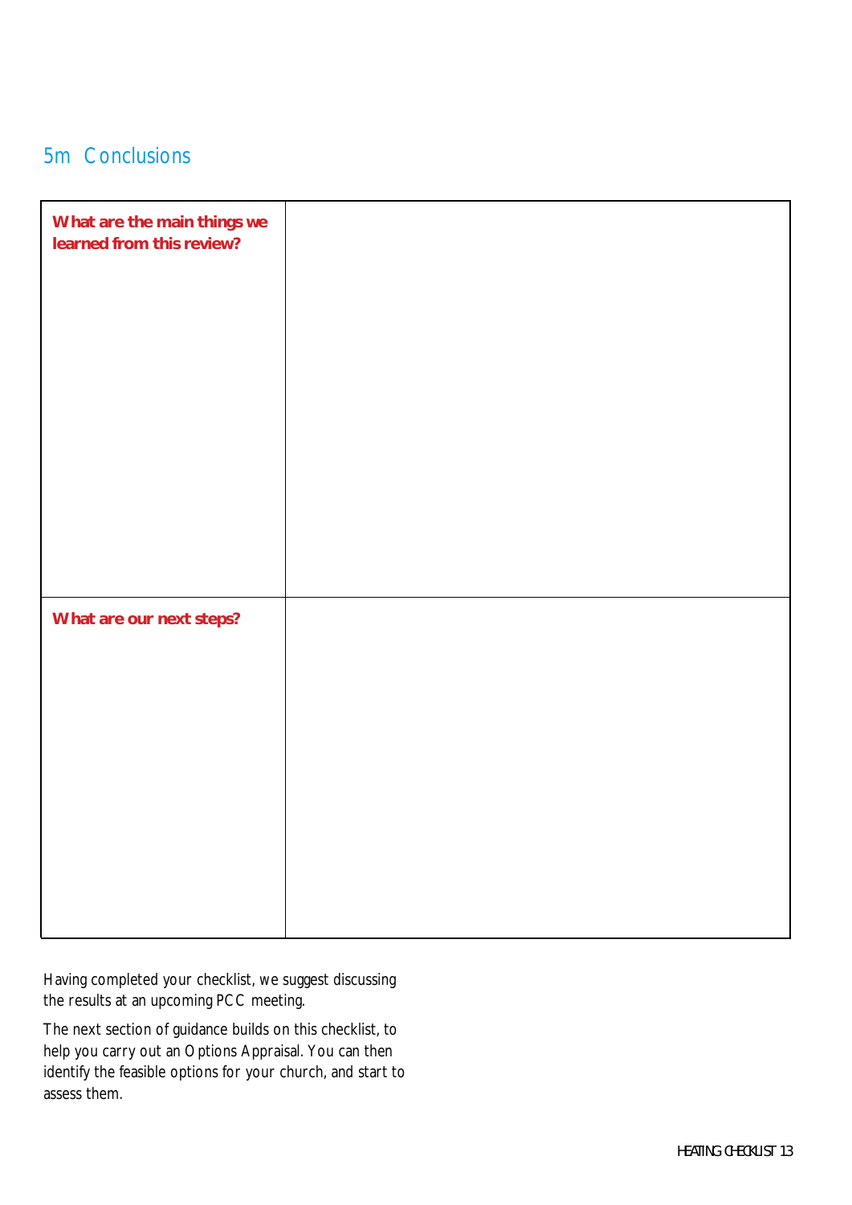## 5m Conclusions

| | |
|---|---|
| **What are the main things we learned from this review?** | |
| **What are our next steps?** | |

Having completed your checklist, we suggest discussing the results at an upcoming PCC meeting.

The next section of guidance builds on this checklist, to help you carry out an Options Appraisal. You can then identify the feasible options for your church, and start to assess them.